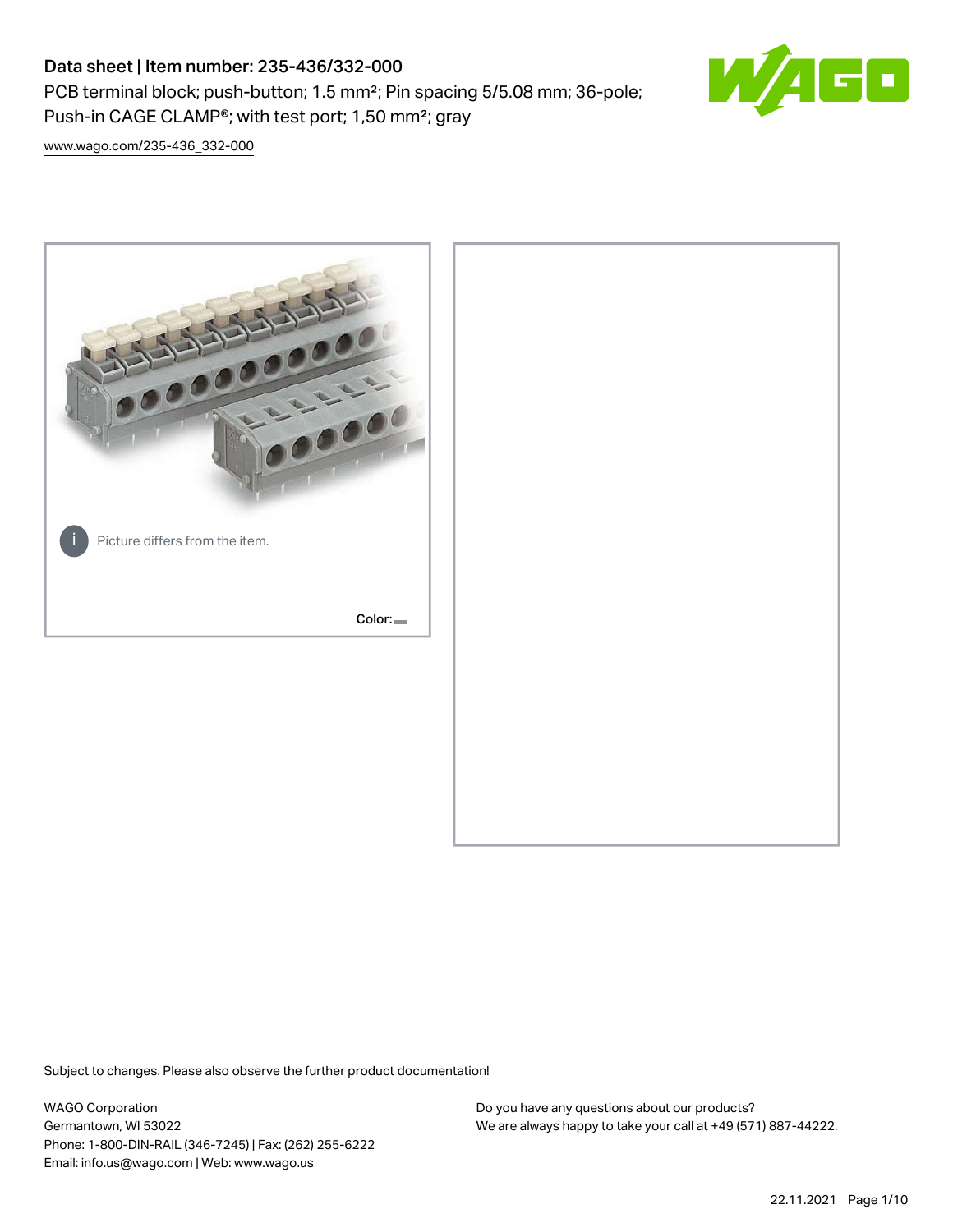# Data sheet | Item number: 235-436/332-000

PCB terminal block; push-button; 1.5 mm²; Pin spacing 5/5.08 mm; 36-pole; Push-in CAGE CLAMP®; with test port; 1,50 mm²; gray

www.wago.com/235-436_332-000

Picture differs from the item.

Color:

Subject to changes. Please also observe the further product documentation!

WAGO Corporation
Germantown, WI 53022
Phone: 1-800-DIN-RAIL (346-7245) | Fax: (262) 255-6222
Email: info.us@wago.com | Web: www.wago.us

Do you have any questions about our products?
We are always happy to take your call at +49 (571) 887-44222.

22.11.2021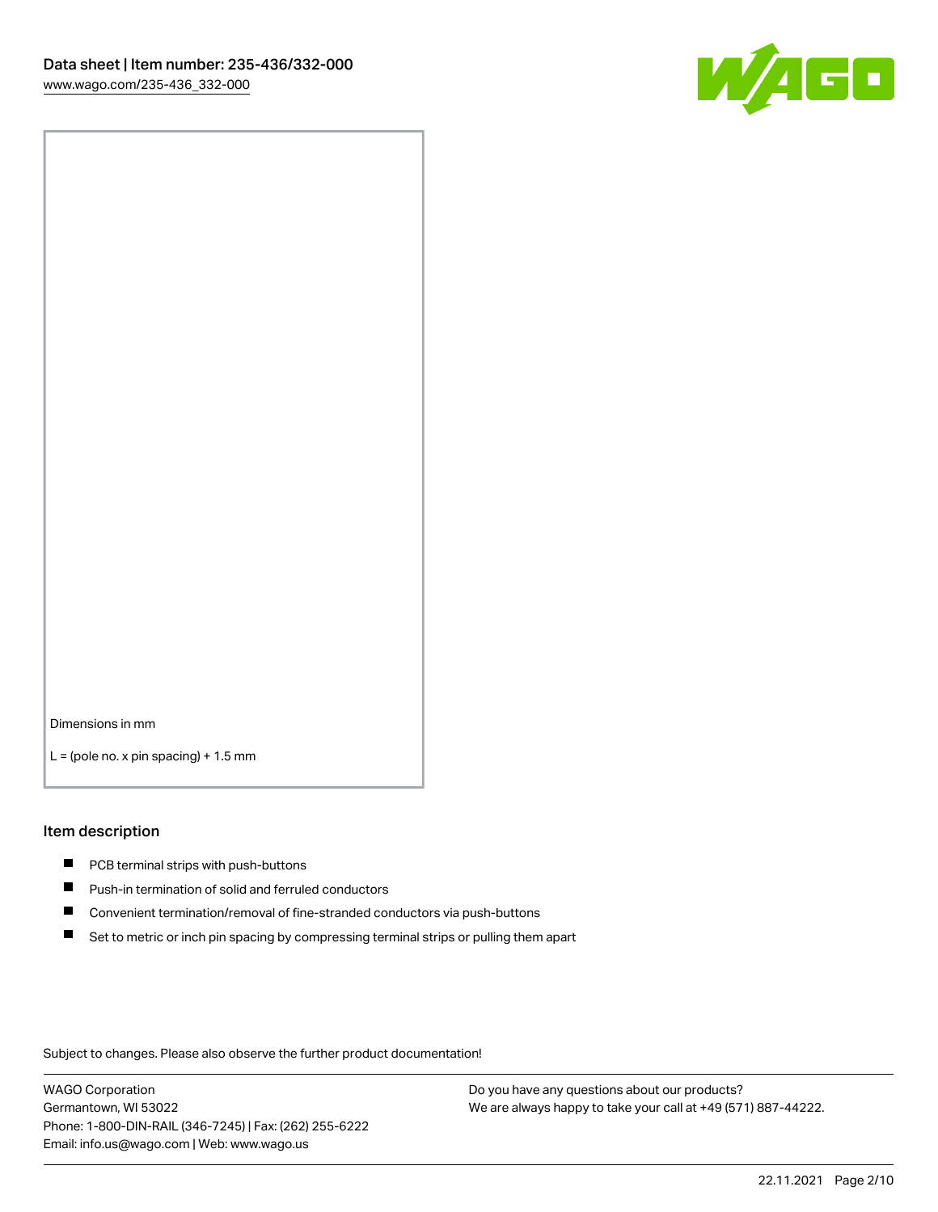Dimensions in mm

L = (pole no. x pin spacing) + 1.5 mm

## Item description

- PCB terminal strips with push-buttons
- Push-in termination of solid and ferruled conductors
- Convenient termination/removal of fine-stranded conductors via push-buttons
- Set to metric or inch pin spacing by compressing terminal strips or pulling them apart

Subject to changes. Please also observe the further product documentation!

WAGO Corporation
Germantown, WI 53022
Phone: 1-800-DIN-RAIL (346-7245) | Fax: (262) 255-6222
Email: info.us@wago.com | Web: www.wago.us

Do you have any questions about our products?
We are always happy to take your call at +49 (571) 887-44222.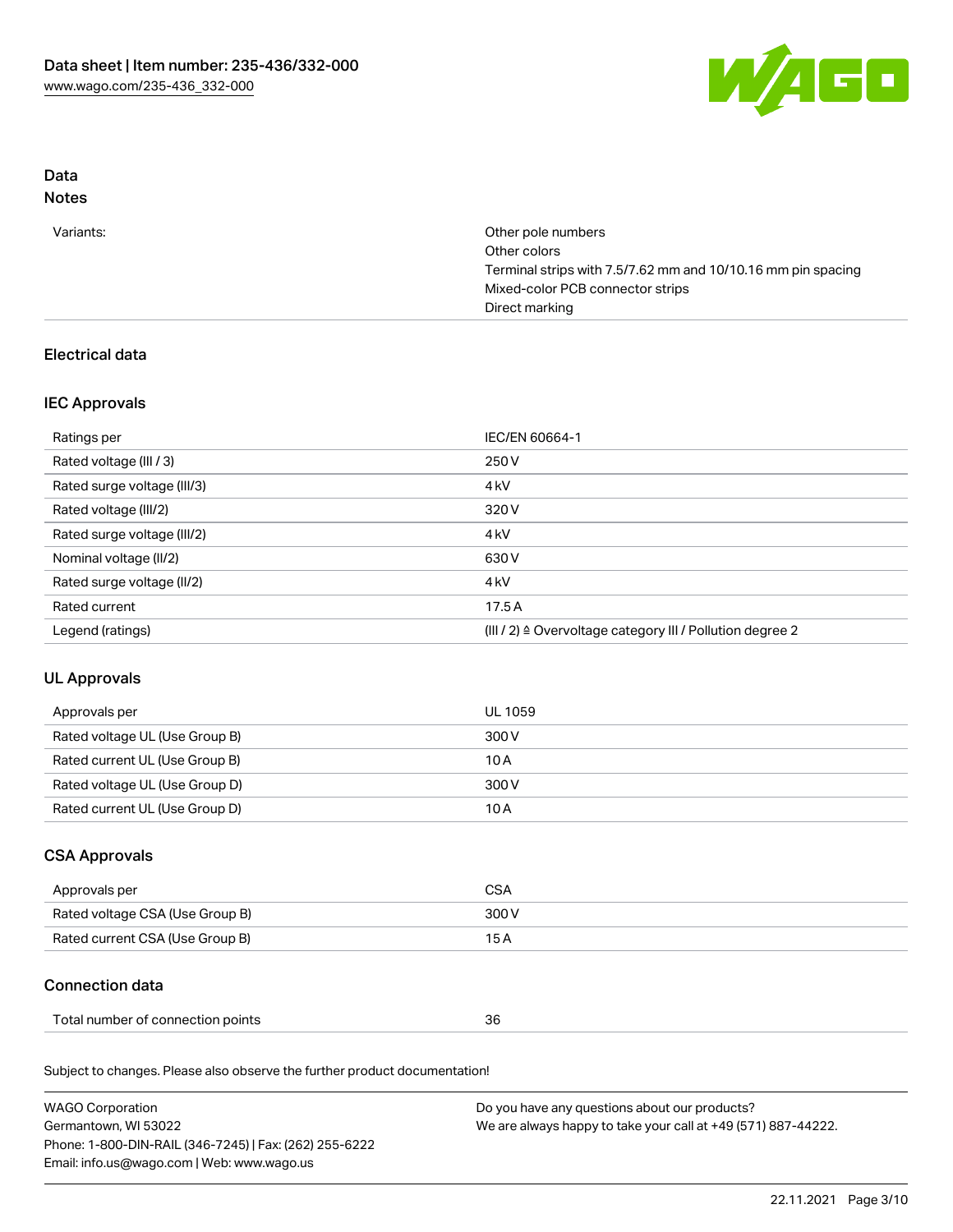## Data
### Notes

| | |
|---|---|
| Variants: | Other pole numbers<br>Other colors<br>Terminal strips with 7.5/7.62 mm and 10/10.16 mm pin spacing<br>Mixed-color PCB connector strips<br>Direct marking |

### Electrical data

#### IEC Approvals

| | |
|---|---|
| Ratings per | IEC/EN 60664-1 |
| Rated voltage (III / 3) | 250 V |
| Rated surge voltage (III/3) | 4 kV |
| Rated voltage (III/2) | 320 V |
| Rated surge voltage (III/2) | 4 kV |
| Nominal voltage (II/2) | 630 V |
| Rated surge voltage (II/2) | 4 kV |
| Rated current | 17.5 A |
| Legend (ratings) | (III / 2) ≙ Overvoltage category III / Pollution degree 2 |

#### UL Approvals

| | |
|---|---|
| Approvals per | UL 1059 |
| Rated voltage UL (Use Group B) | 300 V |
| Rated current UL (Use Group B) | 10 A |
| Rated voltage UL (Use Group D) | 300 V |
| Rated current UL (Use Group D) | 10 A |

#### CSA Approvals

| | |
|---|---|
| Approvals per | CSA |
| Rated voltage CSA (Use Group B) | 300 V |
| Rated current CSA (Use Group B) | 15 A |

### Connection data

| | |
|---|---|
| Total number of connection points | 36 |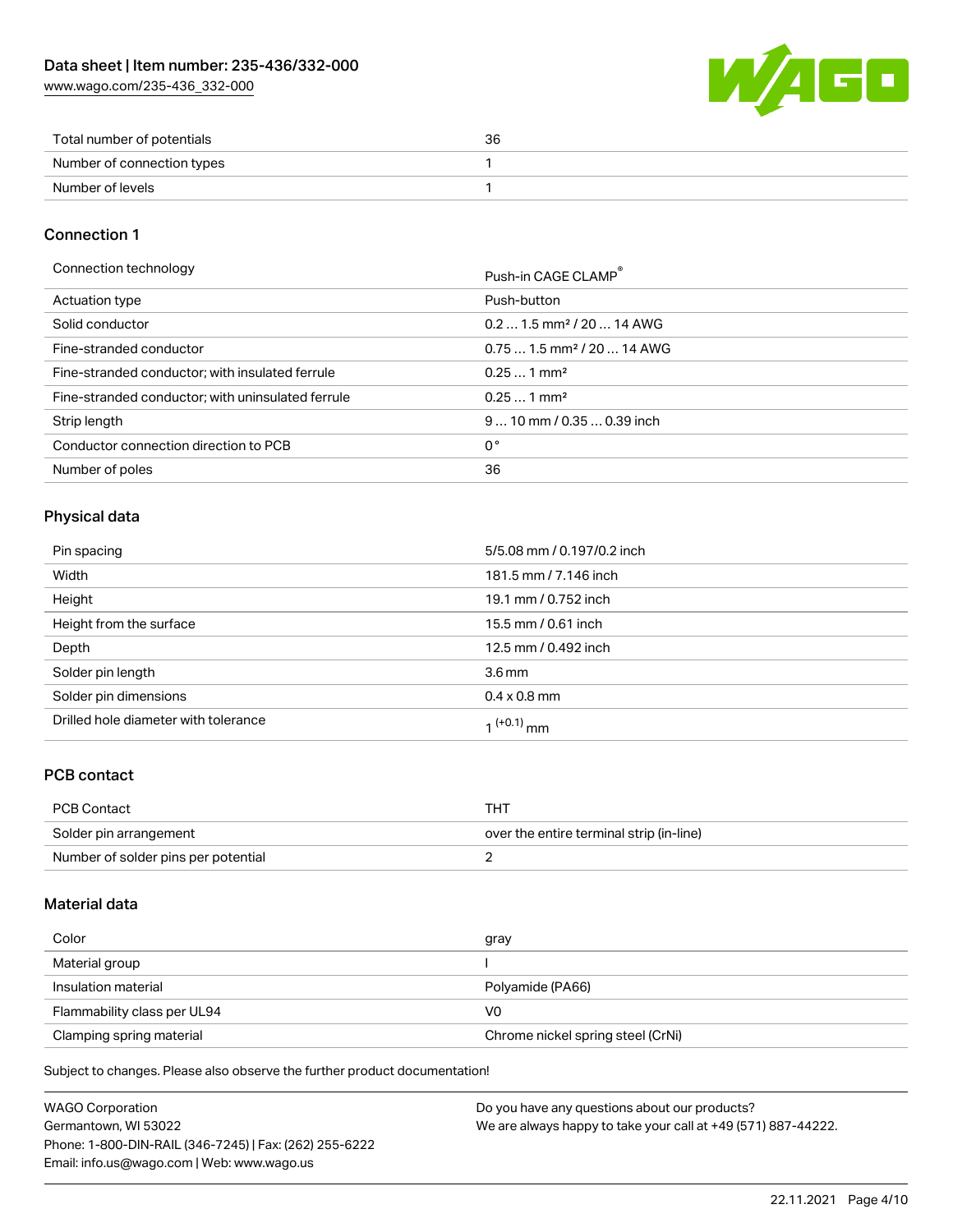| | |
|---|---|
| Total number of potentials | 36 |
| Number of connection types | 1 |
| Number of levels | 1 |

## Connection 1

| | |
|---|---|
| Connection technology | Push-in CAGE CLAMP® |
| Actuation type | Push-button |
| Solid conductor | 0.2 … 1.5 mm² / 20 … 14 AWG |
| Fine-stranded conductor | 0.75 … 1.5 mm² / 20 … 14 AWG |
| Fine-stranded conductor; with insulated ferrule | 0.25 … 1 mm² |
| Fine-stranded conductor; with uninsulated ferrule | 0.25 … 1 mm² |
| Strip length | 9 … 10 mm / 0.35 … 0.39 inch |
| Conductor connection direction to PCB | 0° |
| Number of poles | 36 |

## Physical data

| | |
|---|---|
| Pin spacing | 5/5.08 mm / 0.197/0.2 inch |
| Width | 181.5 mm / 7.146 inch |
| Height | 19.1 mm / 0.752 inch |
| Height from the surface | 15.5 mm / 0.61 inch |
| Depth | 12.5 mm / 0.492 inch |
| Solder pin length | 3.6 mm |
| Solder pin dimensions | 0.4 x 0.8 mm |
| Drilled hole diameter with tolerance | $1^{(+0.1)}$ mm |

## PCB contact

| | |
|---|---|
| PCB Contact | THT |
| Solder pin arrangement | over the entire terminal strip (in-line) |
| Number of solder pins per potential | 2 |

## Material data

| | |
|---|---|
| Color | gray |
| Material group | I |
| Insulation material | Polyamide (PA66) |
| Flammability class per UL94 | V0 |
| Clamping spring material | Chrome nickel spring steel (CrNi) |

Subject to changes. Please also observe the further product documentation!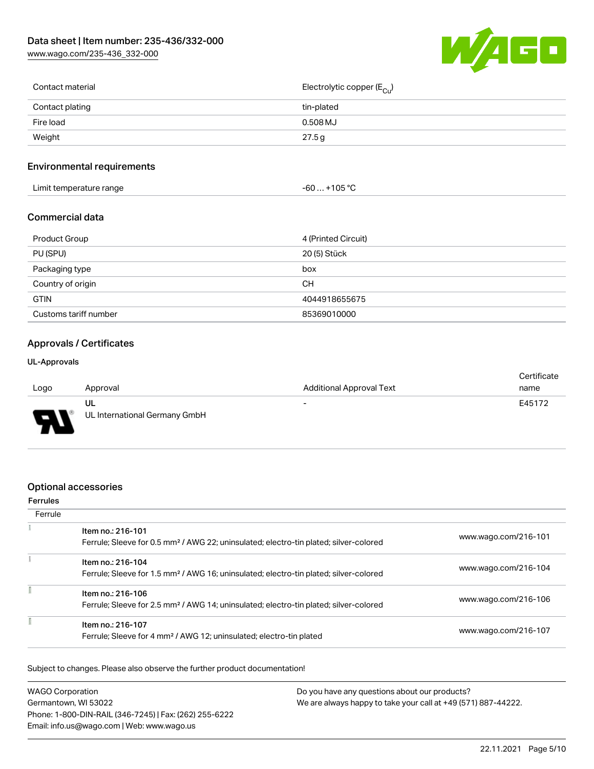| | |
|---|---|
| Contact material | Electrolytic copper ($E_{Cu}$) |
| Contact plating | tin-plated |
| Fire load | 0.508 MJ |
| Weight | 27.5 g |

## Environmental requirements

| | |
|---|---|
| Limit temperature range | -60 … +105 °C |

## Commercial data

| | |
|---|---|
| Product Group | 4 (Printed Circuit) |
| PU (SPU) | 20 (5) Stück |
| Packaging type | box |
| Country of origin | CH |
| GTIN | 4044918655675 |
| Customs tariff number | 85369010000 |

## Approvals / Certificates

### UL-Approvals

| Logo | Approval | Additional Approval Text | Certificate name |
|---|---|---|---|
| | UL<br>UL International Germany GmbH | - | E45172 |

## Optional accessories

### Ferrules

| Ferrule | | |
|---|---|---|
| | Item no.: 216-101<br>Ferrule; Sleeve for 0.5 mm² / AWG 22; uninsulated; electro-tin plated; silver-colored | www.wago.com/216-101 |
| | Item no.: 216-104<br>Ferrule; Sleeve for 1.5 mm² / AWG 16; uninsulated; electro-tin plated; silver-colored | www.wago.com/216-104 |
| | Item no.: 216-106<br>Ferrule; Sleeve for 2.5 mm² / AWG 14; uninsulated; electro-tin plated; silver-colored | www.wago.com/216-106 |
| | Item no.: 216-107<br>Ferrule; Sleeve for 4 mm² / AWG 12; uninsulated; electro-tin plated | www.wago.com/216-107 |

Subject to changes. Please also observe the further product documentation!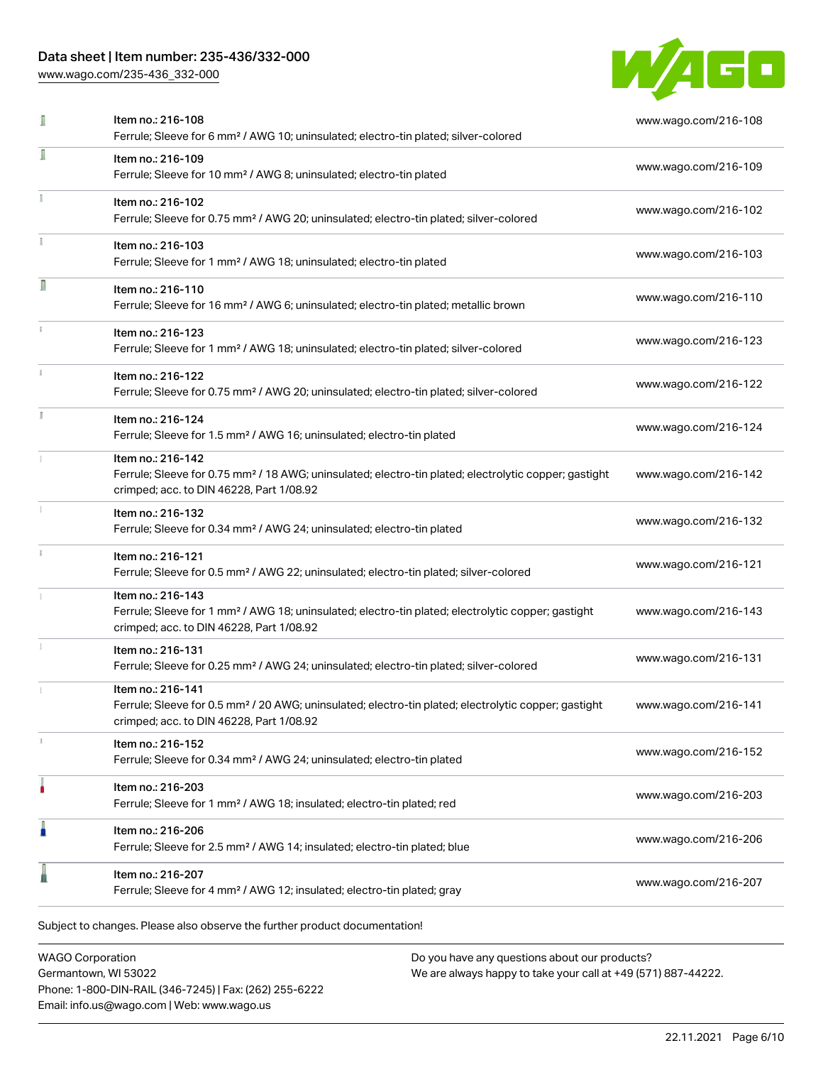| Item | Description | Link |
| --- | --- | --- |
| Item no.: 216-108 | Ferrule; Sleeve for 6 mm² / AWG 10; uninsulated; electro-tin plated; silver-colored | www.wago.com/216-108 |
| Item no.: 216-109 | Ferrule; Sleeve for 10 mm² / AWG 8; uninsulated; electro-tin plated | www.wago.com/216-109 |
| Item no.: 216-102 | Ferrule; Sleeve for 0.75 mm² / AWG 20; uninsulated; electro-tin plated; silver-colored | www.wago.com/216-102 |
| Item no.: 216-103 | Ferrule; Sleeve for 1 mm² / AWG 18; uninsulated; electro-tin plated | www.wago.com/216-103 |
| Item no.: 216-110 | Ferrule; Sleeve for 16 mm² / AWG 6; uninsulated; electro-tin plated; metallic brown | www.wago.com/216-110 |
| Item no.: 216-123 | Ferrule; Sleeve for 1 mm² / AWG 18; uninsulated; electro-tin plated; silver-colored | www.wago.com/216-123 |
| Item no.: 216-122 | Ferrule; Sleeve for 0.75 mm² / AWG 20; uninsulated; electro-tin plated; silver-colored | www.wago.com/216-122 |
| Item no.: 216-124 | Ferrule; Sleeve for 1.5 mm² / AWG 16; uninsulated; electro-tin plated | www.wago.com/216-124 |
| Item no.: 216-142 | Ferrule; Sleeve for 0.75 mm² / 18 AWG; uninsulated; electro-tin plated; electrolytic copper; gastight crimped; acc. to DIN 46228, Part 1/08.92 | www.wago.com/216-142 |
| Item no.: 216-132 | Ferrule; Sleeve for 0.34 mm² / AWG 24; uninsulated; electro-tin plated | www.wago.com/216-132 |
| Item no.: 216-121 | Ferrule; Sleeve for 0.5 mm² / AWG 22; uninsulated; electro-tin plated; silver-colored | www.wago.com/216-121 |
| Item no.: 216-143 | Ferrule; Sleeve for 1 mm² / AWG 18; uninsulated; electro-tin plated; electrolytic copper; gastight crimped; acc. to DIN 46228, Part 1/08.92 | www.wago.com/216-143 |
| Item no.: 216-131 | Ferrule; Sleeve for 0.25 mm² / AWG 24; uninsulated; electro-tin plated; silver-colored | www.wago.com/216-131 |
| Item no.: 216-141 | Ferrule; Sleeve for 0.5 mm² / 20 AWG; uninsulated; electro-tin plated; electrolytic copper; gastight crimped; acc. to DIN 46228, Part 1/08.92 | www.wago.com/216-141 |
| Item no.: 216-152 | Ferrule; Sleeve for 0.34 mm² / AWG 24; uninsulated; electro-tin plated | www.wago.com/216-152 |
| Item no.: 216-203 | Ferrule; Sleeve for 1 mm² / AWG 18; insulated; electro-tin plated; red | www.wago.com/216-203 |
| Item no.: 216-206 | Ferrule; Sleeve for 2.5 mm² / AWG 14; insulated; electro-tin plated; blue | www.wago.com/216-206 |
| Item no.: 216-207 | Ferrule; Sleeve for 4 mm² / AWG 12; insulated; electro-tin plated; gray | www.wago.com/216-207 |

Subject to changes. Please also observe the further product documentation!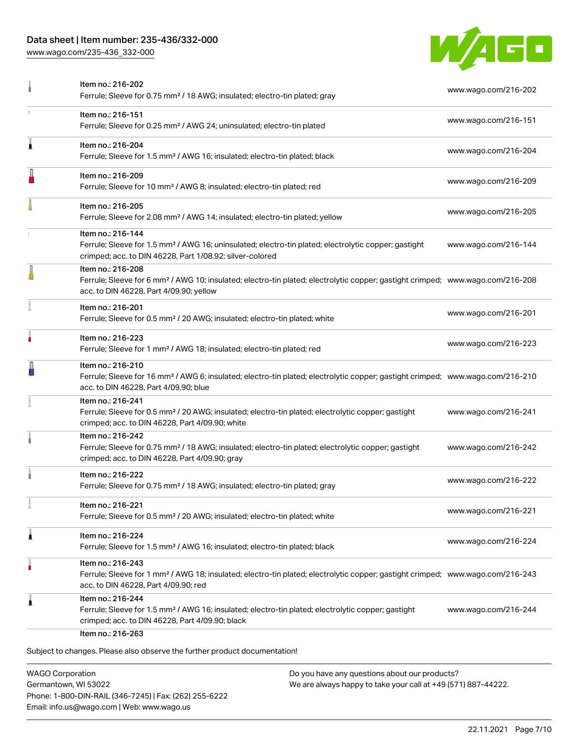| Item | URL |
|---|---|
| Item no.: 216-202<br>Ferrule; Sleeve for 0.75 mm² / 18 AWG; insulated; electro-tin plated; gray | www.wago.com/216-202 |
| Item no.: 216-151<br>Ferrule; Sleeve for 0.25 mm² / AWG 24; uninsulated; electro-tin plated | www.wago.com/216-151 |
| Item no.: 216-204<br>Ferrule; Sleeve for 1.5 mm² / AWG 16; insulated; electro-tin plated; black | www.wago.com/216-204 |
| Item no.: 216-209<br>Ferrule; Sleeve for 10 mm² / AWG 8; insulated; electro-tin plated; red | www.wago.com/216-209 |
| Item no.: 216-205<br>Ferrule; Sleeve for 2.08 mm² / AWG 14; insulated; electro-tin plated; yellow | www.wago.com/216-205 |
| Item no.: 216-144<br>Ferrule; Sleeve for 1.5 mm² / AWG 16; uninsulated; electro-tin plated; electrolytic copper; gastight crimped; acc. to DIN 46228, Part 1/08.92; silver-colored | www.wago.com/216-144 |
| Item no.: 216-208<br>Ferrule; Sleeve for 6 mm² / AWG 10; insulated; electro-tin plated; electrolytic copper; gastight crimped; acc. to DIN 46228, Part 4/09.90; yellow | www.wago.com/216-208 |
| Item no.: 216-201<br>Ferrule; Sleeve for 0.5 mm² / 20 AWG; insulated; electro-tin plated; white | www.wago.com/216-201 |
| Item no.: 216-223<br>Ferrule; Sleeve for 1 mm² / AWG 18; insulated; electro-tin plated; red | www.wago.com/216-223 |
| Item no.: 216-210<br>Ferrule; Sleeve for 16 mm² / AWG 6; insulated; electro-tin plated; electrolytic copper; gastight crimped; acc. to DIN 46228, Part 4/09.90; blue | www.wago.com/216-210 |
| Item no.: 216-241<br>Ferrule; Sleeve for 0.5 mm² / 20 AWG; insulated; electro-tin plated; electrolytic copper; gastight crimped; acc. to DIN 46228, Part 4/09.90; white | www.wago.com/216-241 |
| Item no.: 216-242<br>Ferrule; Sleeve for 0.75 mm² / 18 AWG; insulated; electro-tin plated; electrolytic copper; gastight crimped; acc. to DIN 46228, Part 4/09.90; gray | www.wago.com/216-242 |
| Item no.: 216-222<br>Ferrule; Sleeve for 0.75 mm² / 18 AWG; insulated; electro-tin plated; gray | www.wago.com/216-222 |
| Item no.: 216-221<br>Ferrule; Sleeve for 0.5 mm² / 20 AWG; insulated; electro-tin plated; white | www.wago.com/216-221 |
| Item no.: 216-224<br>Ferrule; Sleeve for 1.5 mm² / AWG 16; insulated; electro-tin plated; black | www.wago.com/216-224 |
| Item no.: 216-243<br>Ferrule; Sleeve for 1 mm² / AWG 18; insulated; electro-tin plated; electrolytic copper; gastight crimped; acc. to DIN 46228, Part 4/09.90; red | www.wago.com/216-243 |
| Item no.: 216-244<br>Ferrule; Sleeve for 1.5 mm² / AWG 16; insulated; electro-tin plated; electrolytic copper; gastight crimped; acc. to DIN 46228, Part 4/09.90; black | www.wago.com/216-244 |
| Item no.: 216-263 | |

Subject to changes. Please also observe the further product documentation!

WAGO Corporation
Germantown, WI 53022
Phone: 1-800-DIN-RAIL (346-7245) | Fax: (262) 255-6222
Email: info.us@wago.com | Web: www.wago.us

Do you have any questions about our products?
We are always happy to take your call at +49 (571) 887-44222.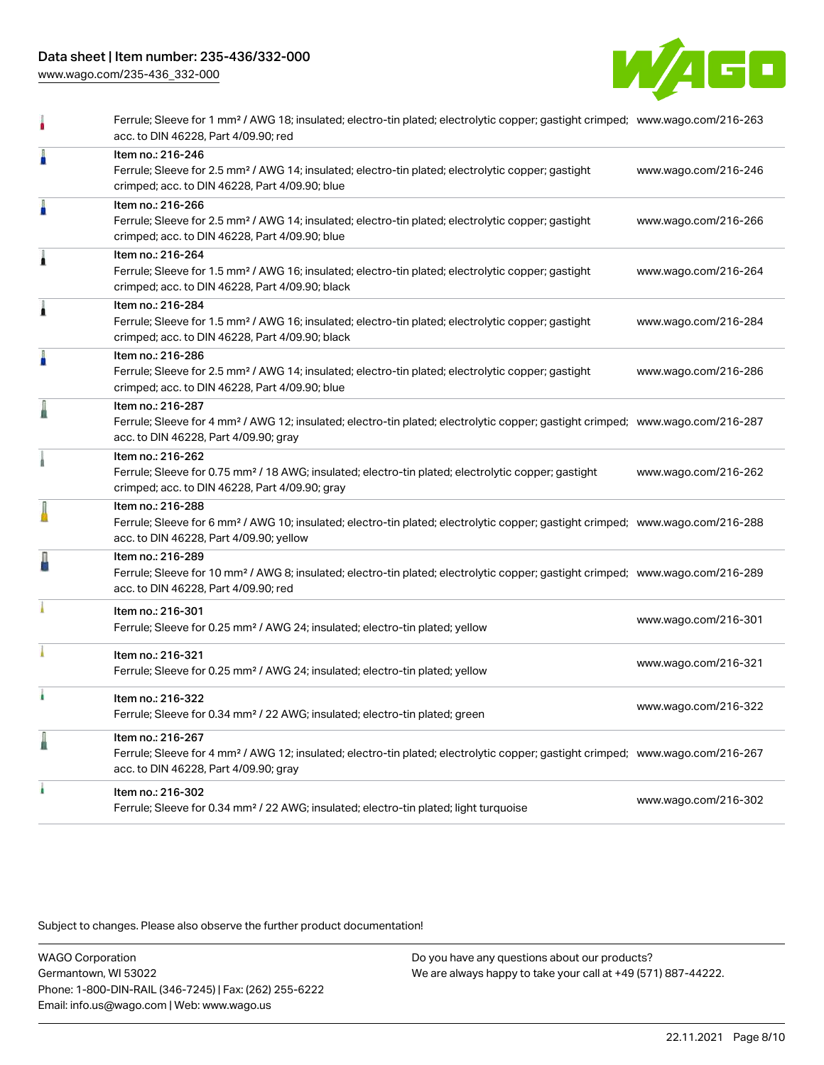| | | |
|---|---|---|
| | Ferrule; Sleeve for 1 mm² / AWG 18; insulated; electro-tin plated; electrolytic copper; gastight crimped; acc. to DIN 46228, Part 4/09.90; red | www.wago.com/216-263 |
| | Item no.: 216-246<br>Ferrule; Sleeve for 2.5 mm² / AWG 14; insulated; electro-tin plated; electrolytic copper; gastight crimped; acc. to DIN 46228, Part 4/09.90; blue | www.wago.com/216-246 |
| | Item no.: 216-266<br>Ferrule; Sleeve for 2.5 mm² / AWG 14; insulated; electro-tin plated; electrolytic copper; gastight crimped; acc. to DIN 46228, Part 4/09.90; blue | www.wago.com/216-266 |
| | Item no.: 216-264<br>Ferrule; Sleeve for 1.5 mm² / AWG 16; insulated; electro-tin plated; electrolytic copper; gastight crimped; acc. to DIN 46228, Part 4/09.90; black | www.wago.com/216-264 |
| | Item no.: 216-284<br>Ferrule; Sleeve for 1.5 mm² / AWG 16; insulated; electro-tin plated; electrolytic copper; gastight crimped; acc. to DIN 46228, Part 4/09.90; black | www.wago.com/216-284 |
| | Item no.: 216-286<br>Ferrule; Sleeve for 2.5 mm² / AWG 14; insulated; electro-tin plated; electrolytic copper; gastight crimped; acc. to DIN 46228, Part 4/09.90; blue | www.wago.com/216-286 |
| | Item no.: 216-287<br>Ferrule; Sleeve for 4 mm² / AWG 12; insulated; electro-tin plated; electrolytic copper; gastight crimped; acc. to DIN 46228, Part 4/09.90; gray | www.wago.com/216-287 |
| | Item no.: 216-262<br>Ferrule; Sleeve for 0.75 mm² / 18 AWG; insulated; electro-tin plated; electrolytic copper; gastight crimped; acc. to DIN 46228, Part 4/09.90; gray | www.wago.com/216-262 |
| | Item no.: 216-288<br>Ferrule; Sleeve for 6 mm² / AWG 10; insulated; electro-tin plated; electrolytic copper; gastight crimped; acc. to DIN 46228, Part 4/09.90; yellow | www.wago.com/216-288 |
| | Item no.: 216-289<br>Ferrule; Sleeve for 10 mm² / AWG 8; insulated; electro-tin plated; electrolytic copper; gastight crimped; acc. to DIN 46228, Part 4/09.90; red | www.wago.com/216-289 |
| | Item no.: 216-301<br>Ferrule; Sleeve for 0.25 mm² / AWG 24; insulated; electro-tin plated; yellow | www.wago.com/216-301 |
| | Item no.: 216-321<br>Ferrule; Sleeve for 0.25 mm² / AWG 24; insulated; electro-tin plated; yellow | www.wago.com/216-321 |
| | Item no.: 216-322<br>Ferrule; Sleeve for 0.34 mm² / 22 AWG; insulated; electro-tin plated; green | www.wago.com/216-322 |
| | Item no.: 216-267<br>Ferrule; Sleeve for 4 mm² / AWG 12; insulated; electro-tin plated; electrolytic copper; gastight crimped; acc. to DIN 46228, Part 4/09.90; gray | www.wago.com/216-267 |
| | Item no.: 216-302<br>Ferrule; Sleeve for 0.34 mm² / 22 AWG; insulated; electro-tin plated; light turquoise | www.wago.com/216-302 |

Subject to changes. Please also observe the further product documentation!

WAGO Corporation
Germantown, WI 53022
Phone: 1-800-DIN-RAIL (346-7245) | Fax: (262) 255-6222
Email: info.us@wago.com | Web: www.wago.us

Do you have any questions about our products?
We are always happy to take your call at +49 (571) 887-44222.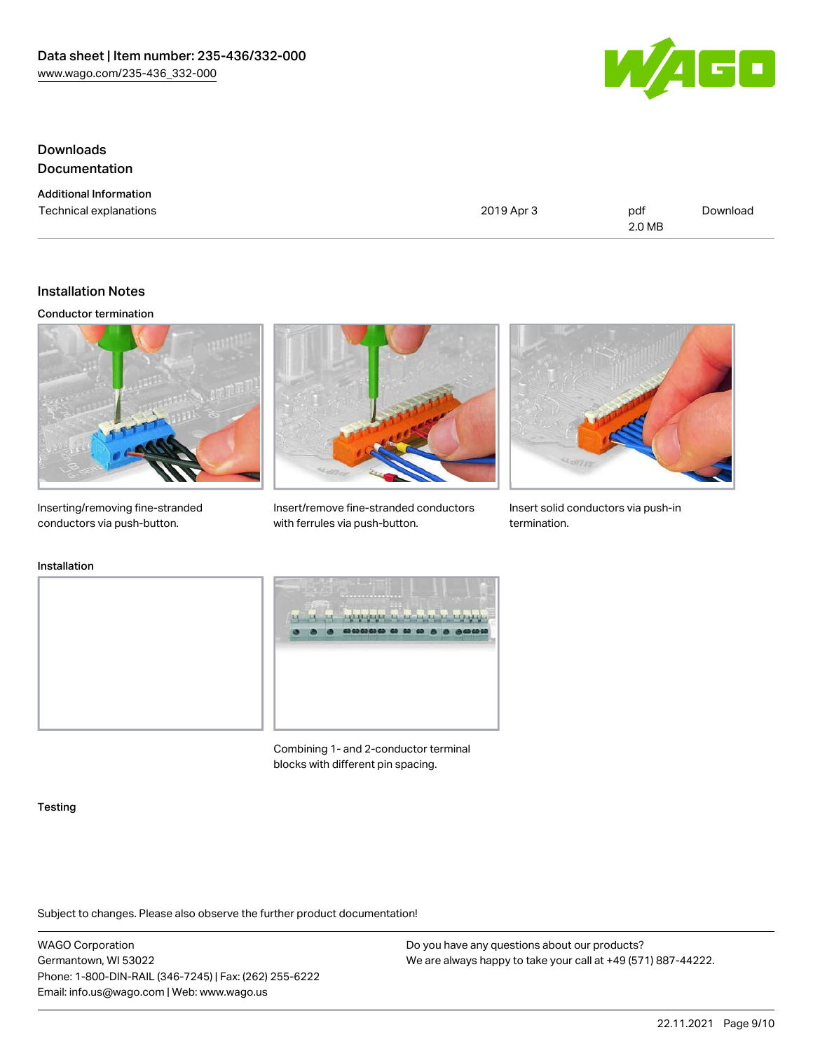## Downloads

## Documentation

### Additional Information

| Technical explanations | 2019 Apr 3 | pdf 2.0 MB | Download |
| --- | --- | --- | --- |

## Installation Notes

### Conductor termination

Inserting/removing fine-stranded conductors via push-button.

Insert/remove fine-stranded conductors with ferrules via push-button.

Insert solid conductors via push-in termination.

### Installation

Combining 1- and 2-conductor terminal blocks with different pin spacing.

### Testing

Subject to changes. Please also observe the further product documentation!

WAGO Corporation
Germantown, WI 53022
Phone: 1-800-DIN-RAIL (346-7245) | Fax: (262) 255-6222
Email: info.us@wago.com | Web: www.wago.us

Do you have any questions about our products?
We are always happy to take your call at +49 (571) 887-44222.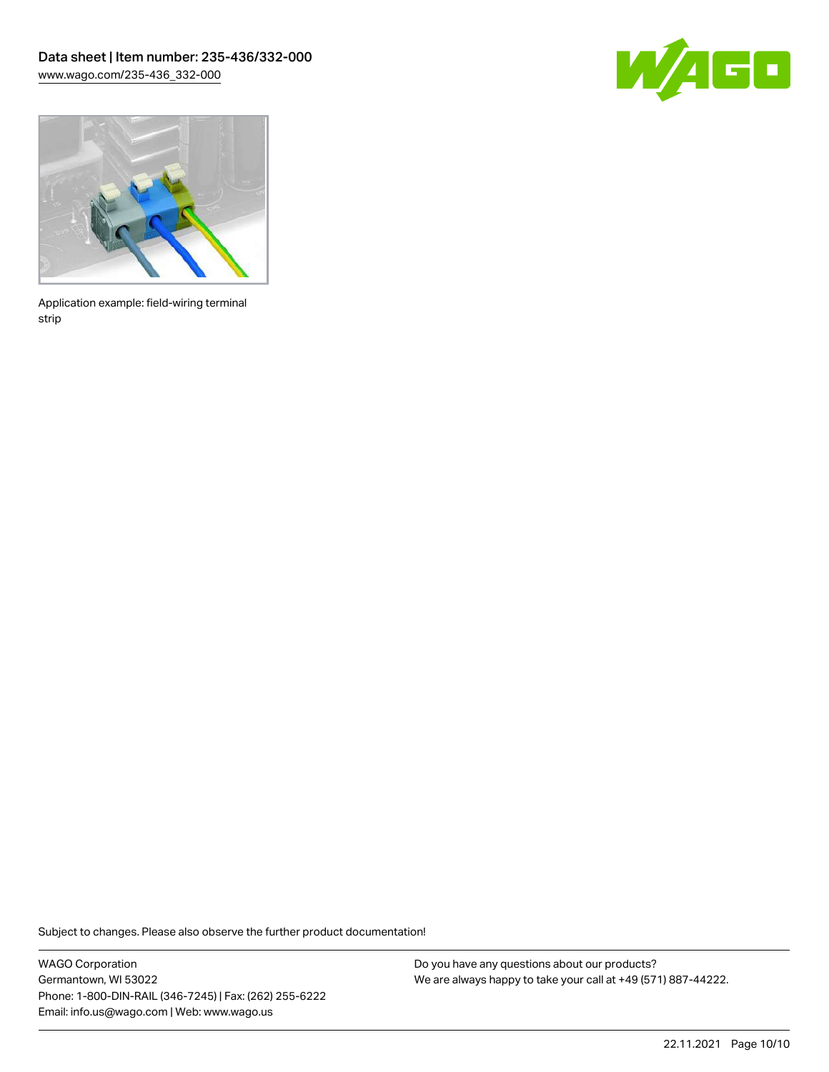Application example: field-wiring terminal strip

Subject to changes. Please also observe the further product documentation!

WAGO Corporation
Germantown, WI 53022
Phone: 1-800-DIN-RAIL (346-7245) | Fax: (262) 255-6222
Email: info.us@wago.com | Web: www.wago.us

Do you have any questions about our products?
We are always happy to take your call at +49 (571) 887-44222.